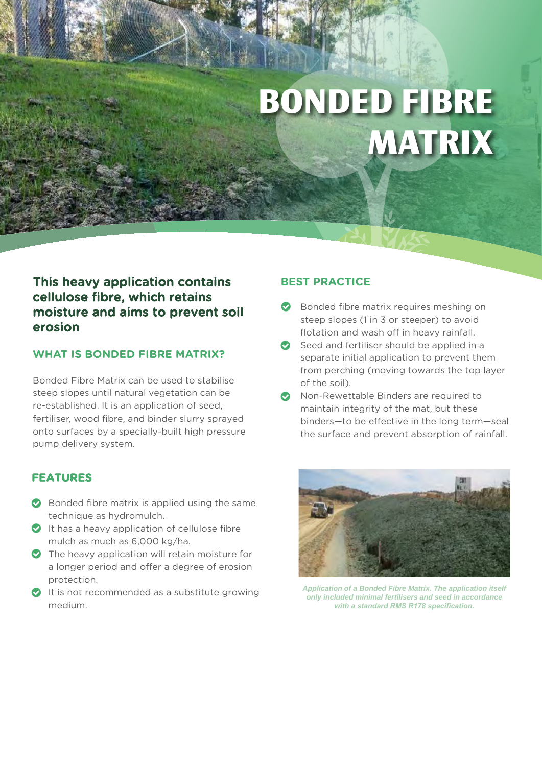# BONDED FIBRE MATRIX

**This heavy application contains cellulose fibre, which retains moisture and aims to prevent soil erosion**

## WHAT IS BONDED FIBRE MATRIX?

Bonded Fibre Matrix can be used to stabilise steep slopes until natural vegetation can be re-established. It is an application of seed, fertiliser, wood fibre, and binder slurry sprayed onto surfaces by a specially-built high pressure pump delivery system.

## FEATURES

- Bonded fibre matrix is applied using the same technique as hydromulch.
- It has a heavy application of cellulose fibre mulch as much as 6,000 kg/ha.
- The heavy application will retain moisture for a longer period and offer a degree of erosion protection.
- It is not recommended as a substitute growing medium.

## BEST PRACTICE

- Bonded fibre matrix requires meshing on steep slopes (1 in 3 or steeper) to avoid flotation and wash off in heavy rainfall.
- Seed and fertiliser should be applied in a separate initial application to prevent them from perching (moving towards the top layer of the soil).
- Non-Rewettable Binders are required to maintain integrity of the mat, but these binders—to be effective in the long term—seal the surface and prevent absorption of rainfall.

*Application of a Bonded Fibre Matrix. The application itself only included minimal fertilisers and seed in accordance with a standard RMS R178 specification.*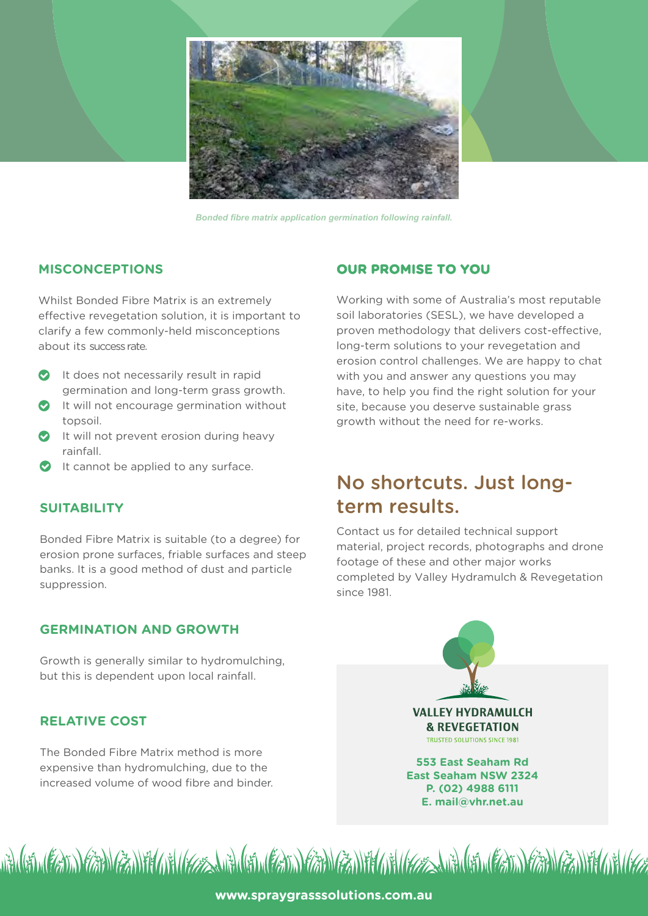*Bonded fibre matrix application germination following rainfall.*

## MISCONCEPTIONS

Whilst Bonded Fibre Matrix is an extremely effective revegetation solution, it is important to clarify a few commonly-held misconceptions about its success rate.

- It does not necessarily result in rapid germination and long-term grass growth.
- It will not encourage germination without topsoil.
- It will not prevent erosion during heavy rainfall.
- It cannot be applied to any surface.

## SUITABILITY

Bonded Fibre Matrix is suitable (to a degree) for erosion prone surfaces, friable surfaces and steep banks. It is a good method of dust and particle suppression.

## GERMINATION AND GROWTH

Growth is generally similar to hydromulching, but this is dependent upon local rainfall.

## RELATIVE COST

The Bonded Fibre Matrix method is more expensive than hydromulching, due to the increased volume of wood fibre and binder.

## OUR PROMISE TO YOU

Working with some of Australia's most reputable soil laboratories (SESL), we have developed a proven methodology that delivers cost-effective, long-term solutions to your revegetation and erosion control challenges. We are happy to chat with you and answer any questions you may have, to help you find the right solution for your site, because you deserve sustainable grass growth without the need for re-works.

# No shortcuts. Just long-term results.

Contact us for detailed technical support material, project records, photographs and drone footage of these and other major works completed by Valley Hydramulch & Revegetation since 1981.

**VALLEY HYDRAMULCH & REVEGETATION**
TRUSTED SOLUTIONS SINCE 1981

**553 East Seaham Rd**
**East Seaham NSW 2324**
**P. (02) 4988 6111**
**E. mail@vhr.net.au**

**www.spraygrasssolutions.com.au**